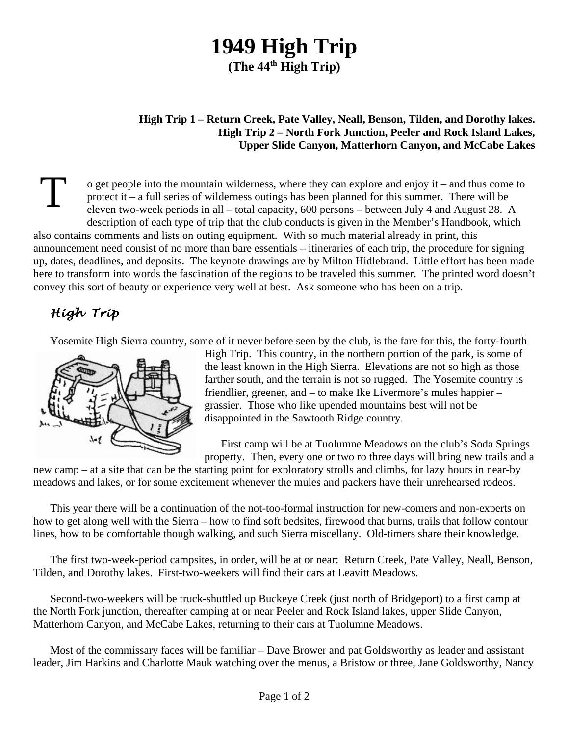# 1949 High Trip

## (The 44th High Trip)

**High Trip 1 – Return Creek, Pate Valley, Neall, Benson, Tilden, and Dorothy lakes.**
**High Trip 2 – North Fork Junction, Peeler and Rock Island Lakes, Upper Slide Canyon, Matterhorn Canyon, and McCabe Lakes**

To get people into the mountain wilderness, where they can explore and enjoy it – and thus come to protect it – a full series of wilderness outings has been planned for this summer. There will be eleven two-week periods in all – total capacity, 600 persons – between July 4 and August 28. A description of each type of trip that the club conducts is given in the Member's Handbook, which also contains comments and lists on outing equipment. With so much material already in print, this announcement need consist of no more than bare essentials – itineraries of each trip, the procedure for signing up, dates, deadlines, and deposits. The keynote drawings are by Milton Hidlebrand. Little effort has been made here to transform into words the fascination of the regions to be traveled this summer. The printed word doesn't convey this sort of beauty or experience very well at best. Ask someone who has been on a trip.

## *High Trip*

Yosemite High Sierra country, some of it never before seen by the club, is the fare for this, the forty-fourth High Trip. This country, in the northern portion of the park, is some of the least known in the High Sierra. Elevations are not so high as those farther south, and the terrain is not so rugged. The Yosemite country is friendlier, greener, and – to make Ike Livermore's mules happier – grassier. Those who like upended mountains best will not be disappointed in the Sawtooth Ridge country.

First camp will be at Tuolumne Meadows on the club's Soda Springs property. Then, every one or two ro three days will bring new trails and a new camp – at a site that can be the starting point for exploratory strolls and climbs, for lazy hours in near-by meadows and lakes, or for some excitement whenever the mules and packers have their unrehearsed rodeos.

This year there will be a continuation of the not-too-formal instruction for new-comers and non-experts on how to get along well with the Sierra – how to find soft bedsites, firewood that burns, trails that follow contour lines, how to be comfortable though walking, and such Sierra miscellany. Old-timers share their knowledge.

The first two-week-period campsites, in order, will be at or near: Return Creek, Pate Valley, Neall, Benson, Tilden, and Dorothy lakes. First-two-weekers will find their cars at Leavitt Meadows.

Second-two-weekers will be truck-shuttled up Buckeye Creek (just north of Bridgeport) to a first camp at the North Fork junction, thereafter camping at or near Peeler and Rock Island lakes, upper Slide Canyon, Matterhorn Canyon, and McCabe Lakes, returning to their cars at Tuolumne Meadows.

Most of the commissary faces will be familiar – Dave Brower and pat Goldsworthy as leader and assistant leader, Jim Harkins and Charlotte Mauk watching over the menus, a Bristow or three, Jane Goldsworthy, Nancy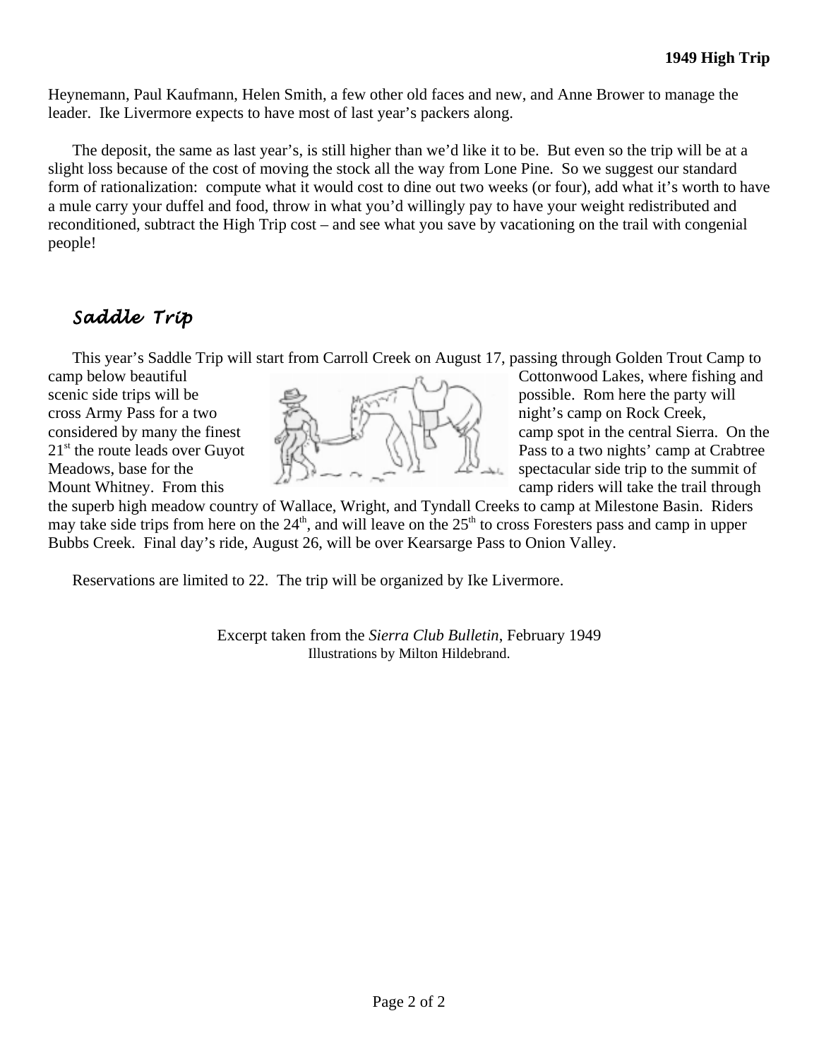Heynemann, Paul Kaufmann, Helen Smith, a few other old faces and new, and Anne Brower to manage the leader. Ike Livermore expects to have most of last year's packers along.

The deposit, the same as last year's, is still higher than we'd like it to be. But even so the trip will be at a slight loss because of the cost of moving the stock all the way from Lone Pine. So we suggest our standard form of rationalization: compute what it would cost to dine out two weeks (or four), add what it's worth to have a mule carry your duffel and food, throw in what you'd willingly pay to have your weight redistributed and reconditioned, subtract the High Trip cost – and see what you save by vacationing on the trail with congenial people!

## Saddle Trip

This year's Saddle Trip will start from Carroll Creek on August 17, passing through Golden Trout Camp to camp below beautiful Cottonwood Lakes, where fishing and scenic side trips will be possible. Rom here the party will cross Army Pass for a two night's camp on Rock Creek, considered by many the finest camp spot in the central Sierra. On the 21st the route leads over Guyot Pass to a two nights' camp at Crabtree Meadows, base for the spectacular side trip to the summit of Mount Whitney. From this camp riders will take the trail through the superb high meadow country of Wallace, Wright, and Tyndall Creeks to camp at Milestone Basin. Riders may take side trips from here on the 24th, and will leave on the 25th to cross Foresters pass and camp in upper Bubbs Creek. Final day's ride, August 26, will be over Kearsarge Pass to Onion Valley.

Reservations are limited to 22. The trip will be organized by Ike Livermore.

Excerpt taken from the *Sierra Club Bulletin*, February 1949
Illustrations by Milton Hildebrand.